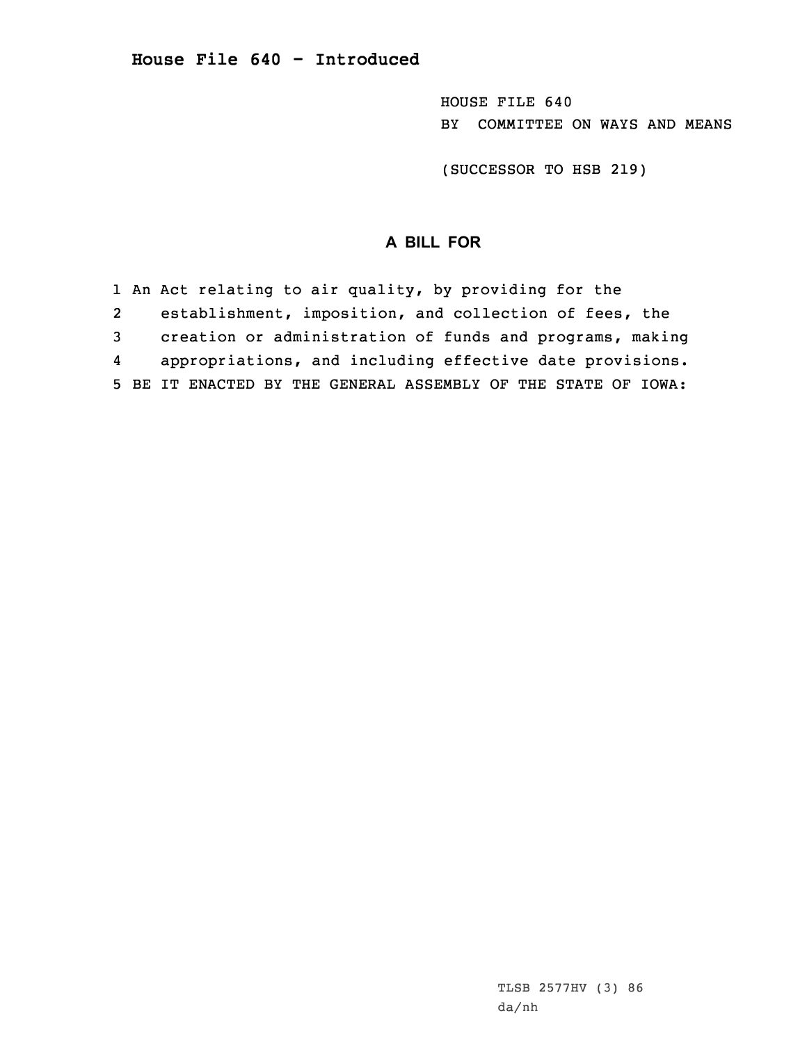# House File 640 - Introduced

HOUSE FILE 640
BY COMMITTEE ON WAYS AND MEANS

(SUCCESSOR TO HSB 219)

## A BILL FOR

1 An Act relating to air quality, by providing for the
2 establishment, imposition, and collection of fees, the
3 creation or administration of funds and programs, making
4 appropriations, and including effective date provisions.
5 BE IT ENACTED BY THE GENERAL ASSEMBLY OF THE STATE OF IOWA:

TLSB 2577HV (3) 86
da/nh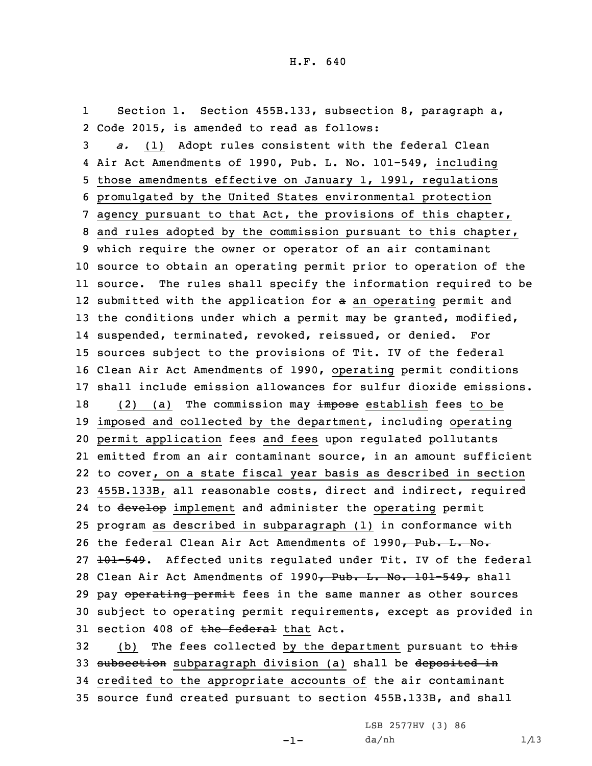Section 1. Section 455B.133, subsection 8, paragraph a, Code 2015, is amended to read as follows:

*a.* (1) Adopt rules consistent with the federal Clean Air Act Amendments of 1990, Pub. L. No. 101-549, including those amendments effective on January 1, 1991, regulations promulgated by the United States environmental protection agency pursuant to that Act, the provisions of this chapter, and rules adopted by the commission pursuant to this chapter, which require the owner or operator of an air contaminant source to obtain an operating permit prior to operation of the source. The rules shall specify the information required to be submitted with the application for ~~a~~ an operating permit and the conditions under which a permit may be granted, modified, suspended, terminated, revoked, reissued, or denied. For sources subject to the provisions of Tit. IV of the federal Clean Air Act Amendments of 1990, operating permit conditions shall include emission allowances for sulfur dioxide emissions.

(2) (a) The commission may ~~impose~~ establish fees to be imposed and collected by the department, including operating permit application fees and fees upon regulated pollutants emitted from an air contaminant source, in an amount sufficient to cover, on a state fiscal year basis as described in section 455B.133B, all reasonable costs, direct and indirect, required to ~~develop~~ implement and administer the operating permit program as described in subparagraph (1) in conformance with the federal Clean Air Act Amendments of 1990~~, Pub. L. No. 101-549~~. Affected units regulated under Tit. IV of the federal Clean Air Act Amendments of 1990~~, Pub. L. No. 101-549,~~ shall pay ~~operating permit~~ fees in the same manner as other sources subject to operating permit requirements, except as provided in section 408 of ~~the federal~~ that Act.

(b) The fees collected by the department pursuant to ~~this subsection~~ subparagraph division (a) shall be ~~deposited in~~ credited to the appropriate accounts of the air contaminant source fund created pursuant to section 455B.133B, and shall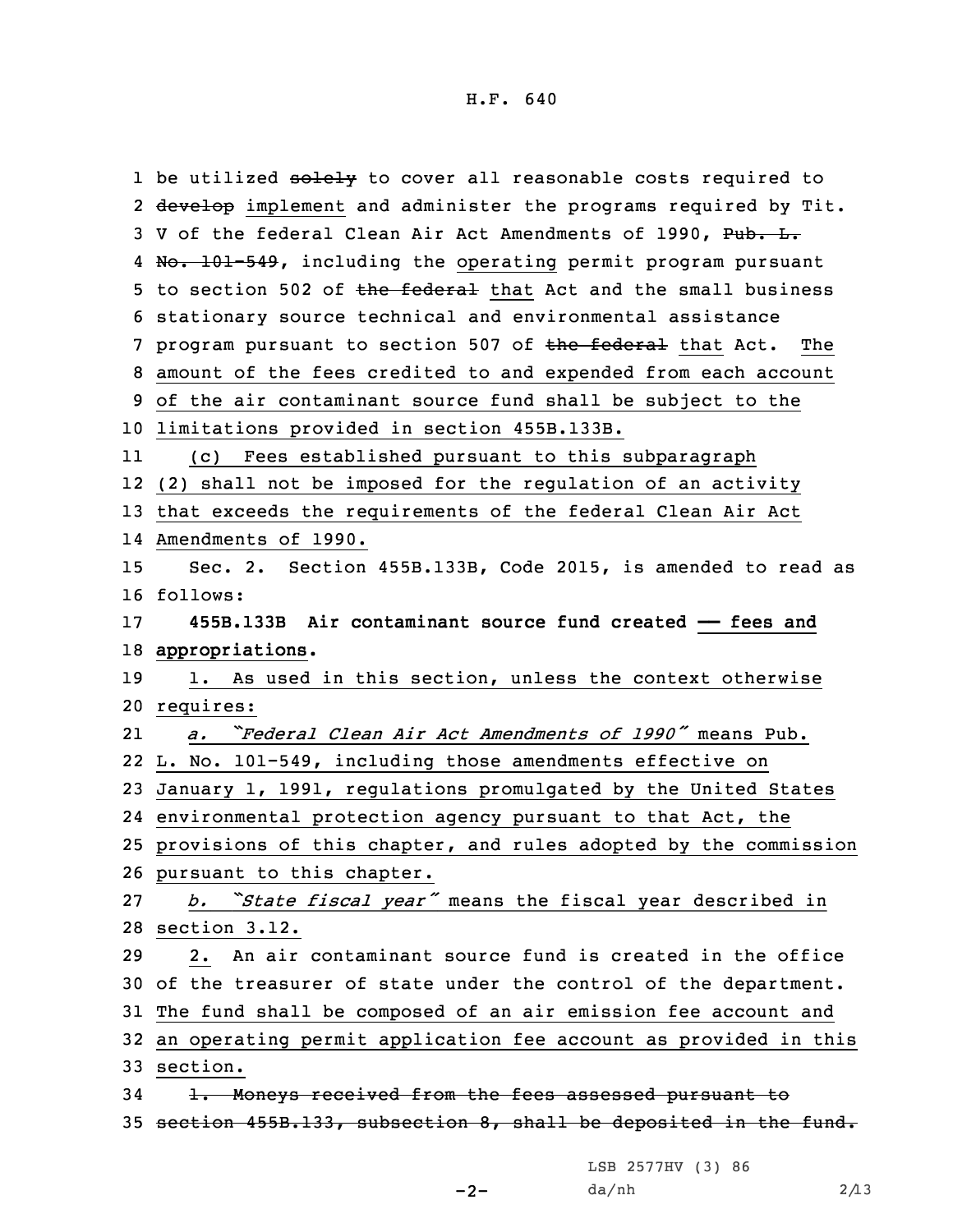1 be utilized ~~solely~~ to cover all reasonable costs required to
2 ~~develop~~ implement and administer the programs required by Tit.
3 V of the federal Clean Air Act Amendments of 1990, ~~Pub. L.~~
4 ~~No. 101-549~~, including the operating permit program pursuant
5 to section 502 of ~~the federal~~ that Act and the small business
6 stationary source technical and environmental assistance
7 program pursuant to section 507 of ~~the federal~~ that Act. The
8 amount of the fees credited to and expended from each account
9 of the air contaminant source fund shall be subject to the
10 limitations provided in section 455B.133B.

11 (c) Fees established pursuant to this subparagraph
12 (2) shall not be imposed for the regulation of an activity
13 that exceeds the requirements of the federal Clean Air Act
14 Amendments of 1990.

15 Sec. 2. Section 455B.133B, Code 2015, is amended to read as
16 follows:

17 **455B.133B Air contaminant source fund created — fees and**
18 **appropriations.**

19 1. As used in this section, unless the context otherwise
20 requires:

21 *a. "Federal Clean Air Act Amendments of 1990"* means Pub.
22 L. No. 101-549, including those amendments effective on
23 January 1, 1991, regulations promulgated by the United States
24 environmental protection agency pursuant to that Act, the
25 provisions of this chapter, and rules adopted by the commission
26 pursuant to this chapter.

27 *b. "State fiscal year"* means the fiscal year described in
28 section 3.12.

29 2. An air contaminant source fund is created in the office
30 of the treasurer of state under the control of the department.
31 The fund shall be composed of an air emission fee account and
32 an operating permit application fee account as provided in this
33 section.

34 ~~1. Moneys received from the fees assessed pursuant to~~
35 ~~section 455B.133, subsection 8, shall be deposited in the fund.~~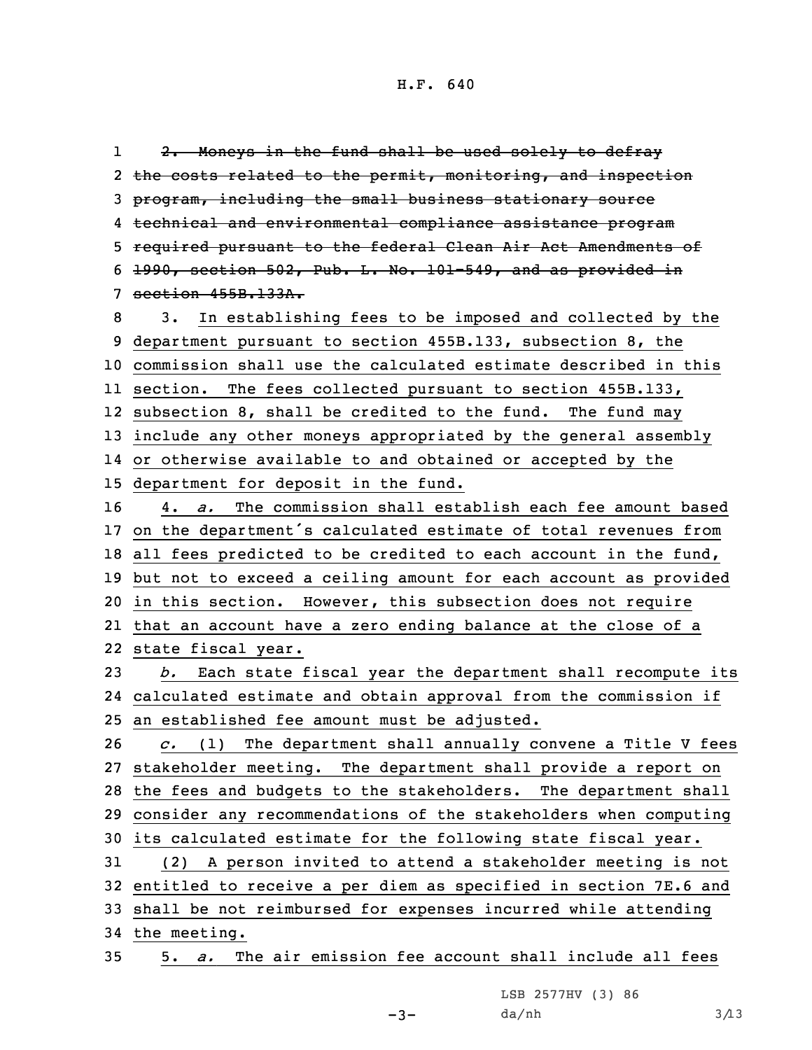~~2. Moneys in the fund shall be used solely to defray the costs related to the permit, monitoring, and inspection program, including the small business stationary source technical and environmental compliance assistance program required pursuant to the federal Clean Air Act Amendments of 1990, section 502, Pub. L. No. 101-549, and as provided in section 455B.133A.~~

3. In establishing fees to be imposed and collected by the department pursuant to section 455B.133, subsection 8, the commission shall use the calculated estimate described in this section. The fees collected pursuant to section 455B.133, subsection 8, shall be credited to the fund. The fund may include any other moneys appropriated by the general assembly or otherwise available to and obtained or accepted by the department for deposit in the fund.

4. *a.* The commission shall establish each fee amount based on the department's calculated estimate of total revenues from all fees predicted to be credited to each account in the fund, but not to exceed a ceiling amount for each account as provided in this section. However, this subsection does not require that an account have a zero ending balance at the close of a state fiscal year.

*b.* Each state fiscal year the department shall recompute its calculated estimate and obtain approval from the commission if an established fee amount must be adjusted.

*c.* (1) The department shall annually convene a Title V fees stakeholder meeting. The department shall provide a report on the fees and budgets to the stakeholders. The department shall consider any recommendations of the stakeholders when computing its calculated estimate for the following state fiscal year.

(2) A person invited to attend a stakeholder meeting is not entitled to receive a per diem as specified in section 7E.6 and shall be not reimbursed for expenses incurred while attending the meeting.

5. *a.* The air emission fee account shall include all fees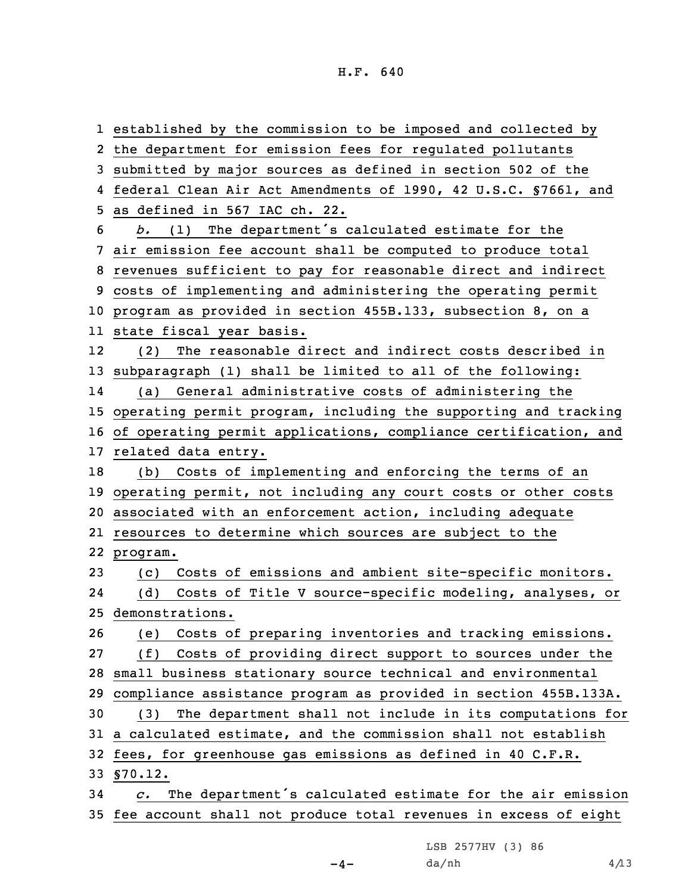established by the commission to be imposed and collected by the department for emission fees for regulated pollutants submitted by major sources as defined in section 502 of the federal Clean Air Act Amendments of 1990, 42 U.S.C. §7661, and as defined in 567 IAC ch. 22.

*b.* (1) The department's calculated estimate for the air emission fee account shall be computed to produce total revenues sufficient to pay for reasonable direct and indirect costs of implementing and administering the operating permit program as provided in section 455B.133, subsection 8, on a state fiscal year basis.

(2) The reasonable direct and indirect costs described in subparagraph (1) shall be limited to all of the following:

(a) General administrative costs of administering the operating permit program, including the supporting and tracking of operating permit applications, compliance certification, and related data entry.

(b) Costs of implementing and enforcing the terms of an operating permit, not including any court costs or other costs associated with an enforcement action, including adequate resources to determine which sources are subject to the program.

(c) Costs of emissions and ambient site-specific monitors.

(d) Costs of Title V source-specific modeling, analyses, or demonstrations.

(e) Costs of preparing inventories and tracking emissions.

(f) Costs of providing direct support to sources under the small business stationary source technical and environmental compliance assistance program as provided in section 455B.133A.

(3) The department shall not include in its computations for a calculated estimate, and the commission shall not establish fees, for greenhouse gas emissions as defined in 40 C.F.R. §70.12.

*c.* The department's calculated estimate for the air emission fee account shall not produce total revenues in excess of eight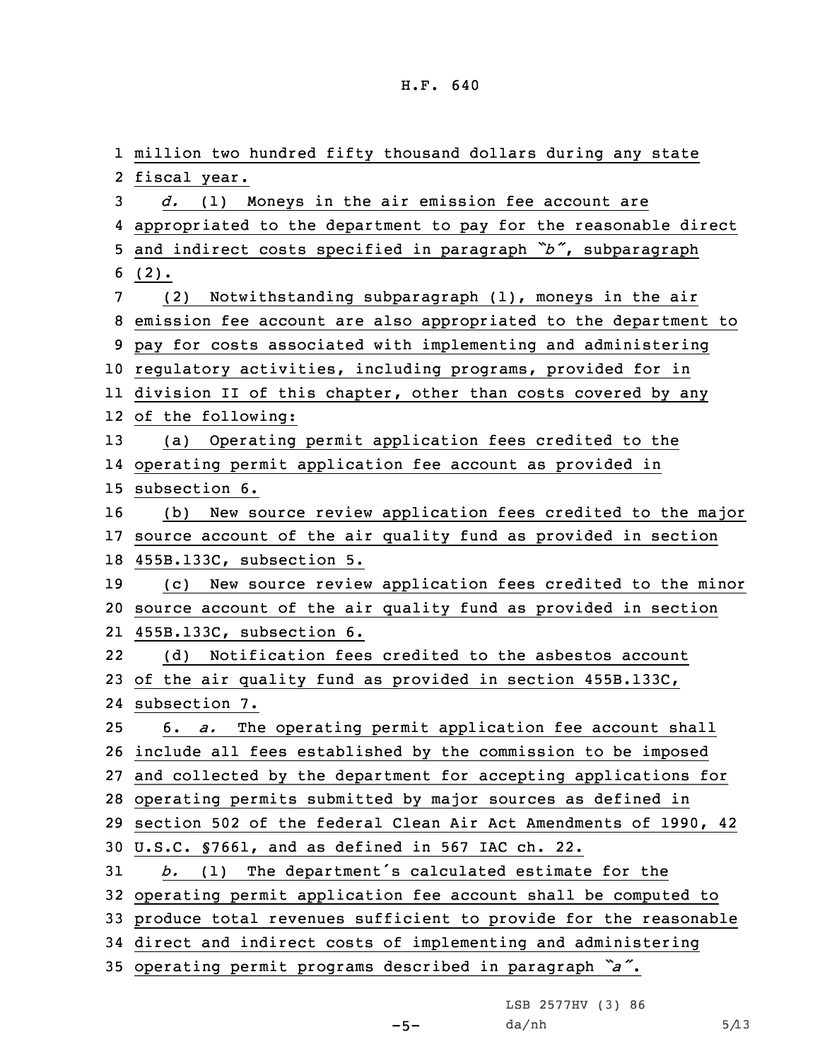million two hundred fifty thousand dollars during any state fiscal year.

*d.* (1) Moneys in the air emission fee account are appropriated to the department to pay for the reasonable direct and indirect costs specified in paragraph *"b"*, subparagraph (2).

(2) Notwithstanding subparagraph (1), moneys in the air emission fee account are also appropriated to the department to pay for costs associated with implementing and administering regulatory activities, including programs, provided for in division II of this chapter, other than costs covered by any of the following:

(a) Operating permit application fees credited to the operating permit application fee account as provided in subsection 6.

(b) New source review application fees credited to the major source account of the air quality fund as provided in section 455B.133C, subsection 5.

(c) New source review application fees credited to the minor source account of the air quality fund as provided in section 455B.133C, subsection 6.

(d) Notification fees credited to the asbestos account of the air quality fund as provided in section 455B.133C, subsection 7.

6. *a.* The operating permit application fee account shall include all fees established by the commission to be imposed and collected by the department for accepting applications for operating permits submitted by major sources as defined in section 502 of the federal Clean Air Act Amendments of 1990, 42 U.S.C. §7661, and as defined in 567 IAC ch. 22.

*b.* (1) The department's calculated estimate for the operating permit application fee account shall be computed to produce total revenues sufficient to provide for the reasonable direct and indirect costs of implementing and administering operating permit programs described in paragraph *"a"*.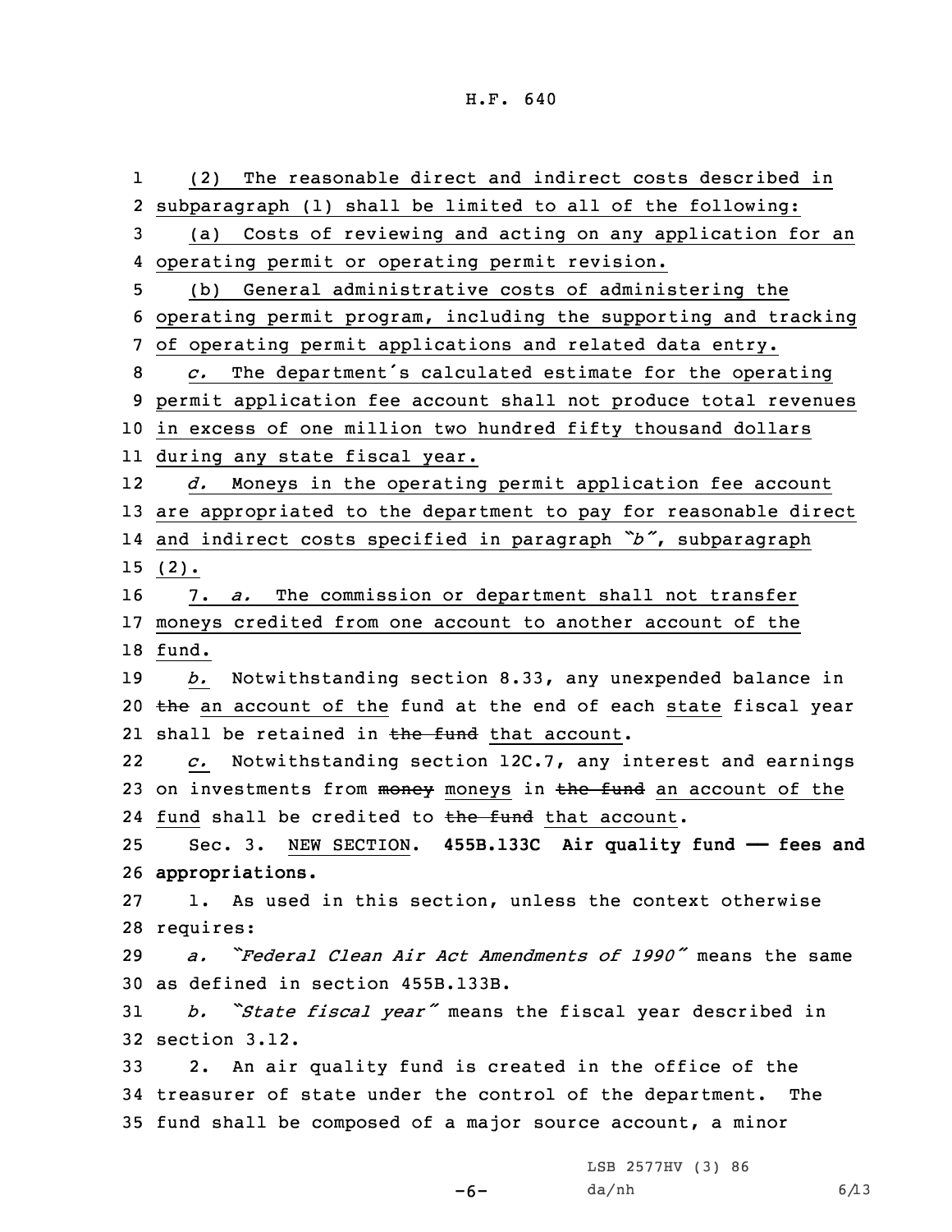(2) The reasonable direct and indirect costs described in subparagraph (1) shall be limited to all of the following:

(a) Costs of reviewing and acting on any application for an operating permit or operating permit revision.

(b) General administrative costs of administering the operating permit program, including the supporting and tracking of operating permit applications and related data entry.

*c.* The department's calculated estimate for the operating permit application fee account shall not produce total revenues in excess of one million two hundred fifty thousand dollars during any state fiscal year.

*d.* Moneys in the operating permit application fee account are appropriated to the department to pay for reasonable direct and indirect costs specified in paragraph "*b*", subparagraph (2).

7. *a.* The commission or department shall not transfer moneys credited from one account to another account of the fund.

*b.* Notwithstanding section 8.33, any unexpended balance in ~~the~~ an account of the fund at the end of each state fiscal year shall be retained in ~~the fund~~ that account.

*c.* Notwithstanding section 12C.7, any interest and earnings on investments from ~~money~~ moneys in ~~the fund~~ an account of the fund shall be credited to ~~the fund~~ that account.

Sec. 3. NEW SECTION. **455B.133C Air quality fund — fees and appropriations.**

1. As used in this section, unless the context otherwise requires:

*a.* "*Federal Clean Air Act Amendments of 1990*" means the same as defined in section 455B.133B.

*b.* "*State fiscal year*" means the fiscal year described in section 3.12.

2. An air quality fund is created in the office of the treasurer of state under the control of the department. The fund shall be composed of a major source account, a minor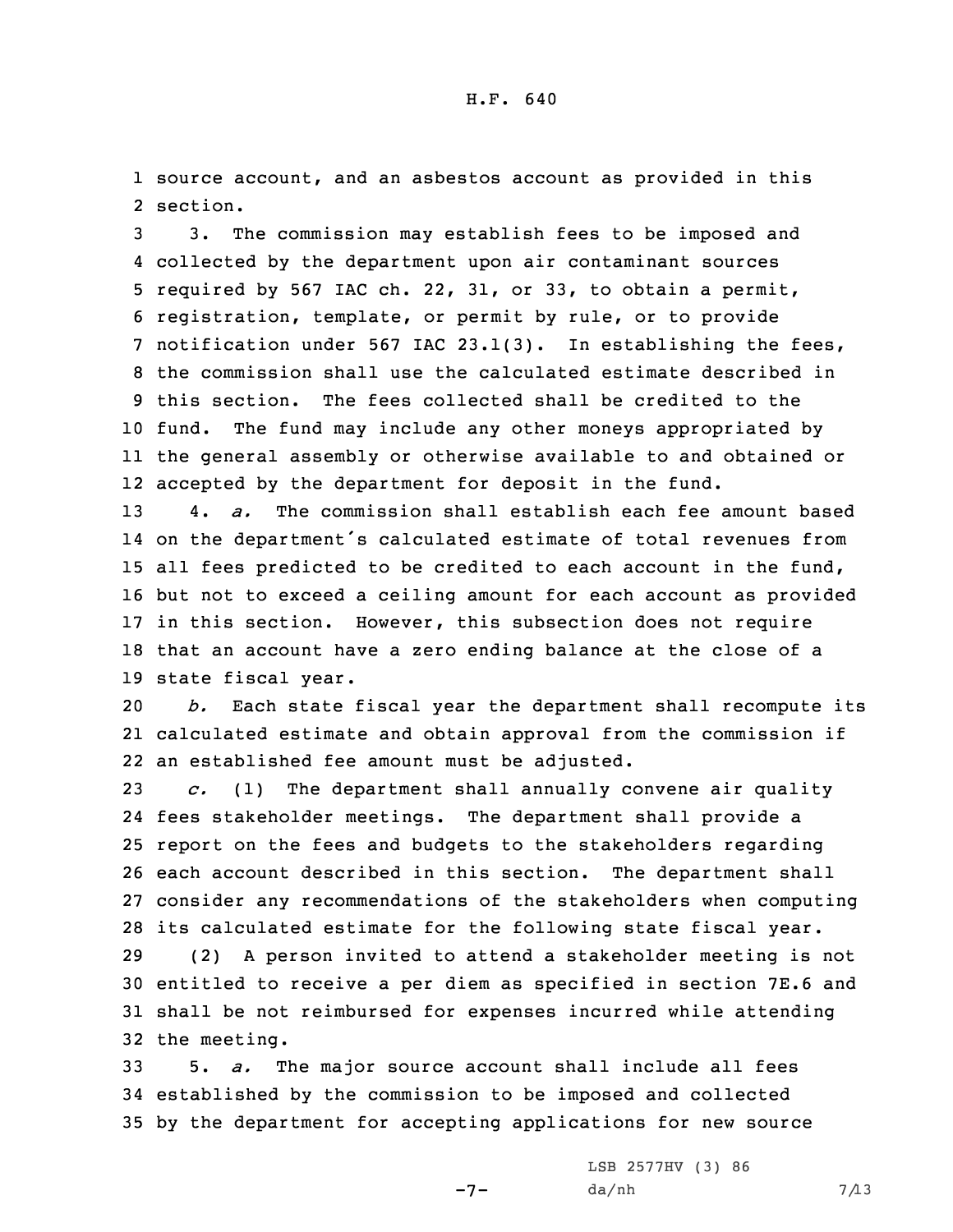source account, and an asbestos account as provided in this section.

3. The commission may establish fees to be imposed and collected by the department upon air contaminant sources required by 567 IAC ch. 22, 31, or 33, to obtain a permit, registration, template, or permit by rule, or to provide notification under 567 IAC 23.1(3). In establishing the fees, the commission shall use the calculated estimate described in this section. The fees collected shall be credited to the fund. The fund may include any other moneys appropriated by the general assembly or otherwise available to and obtained or accepted by the department for deposit in the fund.

4. *a.* The commission shall establish each fee amount based on the department's calculated estimate of total revenues from all fees predicted to be credited to each account in the fund, but not to exceed a ceiling amount for each account as provided in this section. However, this subsection does not require that an account have a zero ending balance at the close of a state fiscal year.

*b.* Each state fiscal year the department shall recompute its calculated estimate and obtain approval from the commission if an established fee amount must be adjusted.

*c.* (1) The department shall annually convene air quality fees stakeholder meetings. The department shall provide a report on the fees and budgets to the stakeholders regarding each account described in this section. The department shall consider any recommendations of the stakeholders when computing its calculated estimate for the following state fiscal year.

(2) A person invited to attend a stakeholder meeting is not entitled to receive a per diem as specified in section 7E.6 and shall be not reimbursed for expenses incurred while attending the meeting.

5. *a.* The major source account shall include all fees established by the commission to be imposed and collected by the department for accepting applications for new source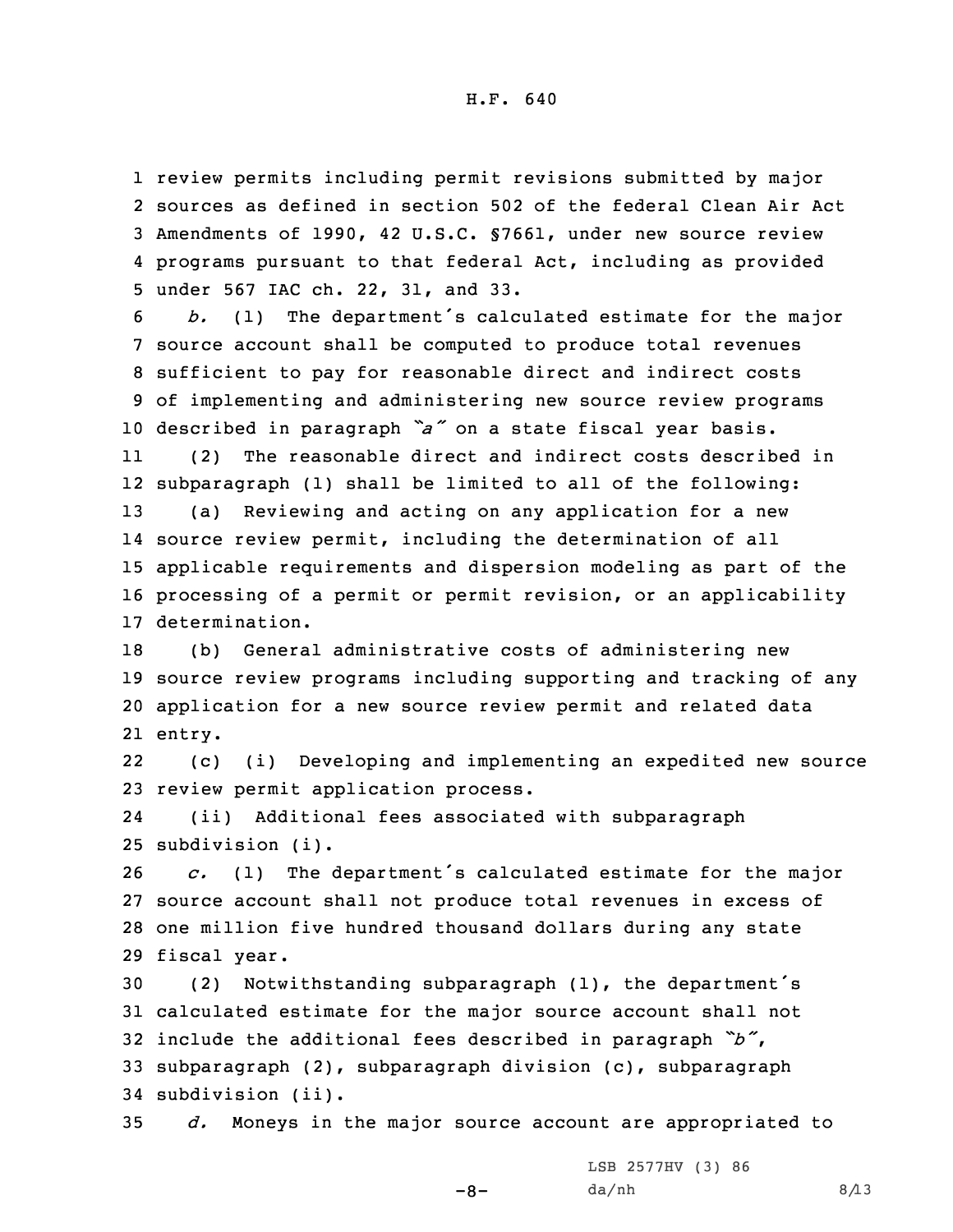review permits including permit revisions submitted by major sources as defined in section 502 of the federal Clean Air Act Amendments of 1990, 42 U.S.C. §7661, under new source review programs pursuant to that federal Act, including as provided under 567 IAC ch. 22, 31, and 33.

*b.* (1) The department's calculated estimate for the major source account shall be computed to produce total revenues sufficient to pay for reasonable direct and indirect costs of implementing and administering new source review programs described in paragraph *"a"* on a state fiscal year basis.

(2) The reasonable direct and indirect costs described in subparagraph (1) shall be limited to all of the following:

(a) Reviewing and acting on any application for a new source review permit, including the determination of all applicable requirements and dispersion modeling as part of the processing of a permit or permit revision, or an applicability determination.

(b) General administrative costs of administering new source review programs including supporting and tracking of any application for a new source review permit and related data entry.

(c) (i) Developing and implementing an expedited new source review permit application process.

(ii) Additional fees associated with subparagraph subdivision (i).

*c.* (1) The department's calculated estimate for the major source account shall not produce total revenues in excess of one million five hundred thousand dollars during any state fiscal year.

(2) Notwithstanding subparagraph (1), the department's calculated estimate for the major source account shall not include the additional fees described in paragraph *"b"*, subparagraph (2), subparagraph division (c), subparagraph subdivision (ii).

*d.* Moneys in the major source account are appropriated to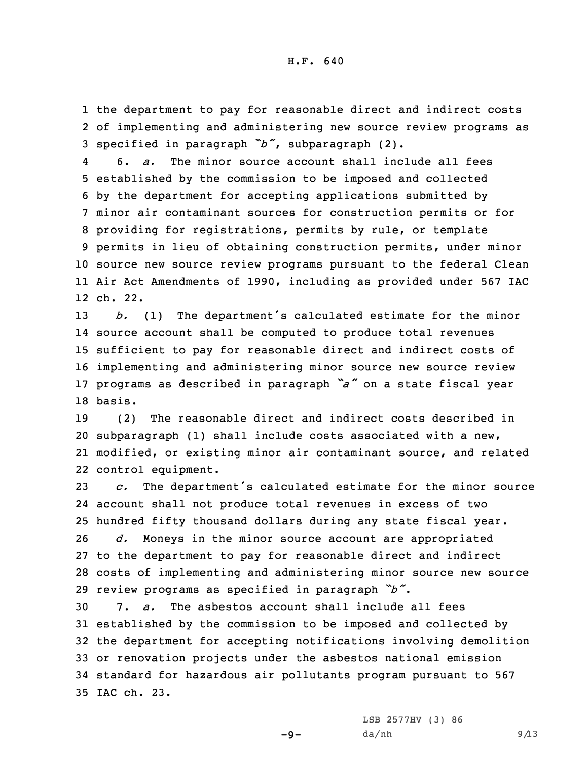the department to pay for reasonable direct and indirect costs of implementing and administering new source review programs as specified in paragraph *"b"*, subparagraph (2).

6. *a.* The minor source account shall include all fees established by the commission to be imposed and collected by the department for accepting applications submitted by minor air contaminant sources for construction permits or for providing for registrations, permits by rule, or template permits in lieu of obtaining construction permits, under minor source new source review programs pursuant to the federal Clean Air Act Amendments of 1990, including as provided under 567 IAC ch. 22.

*b.* (1) The department's calculated estimate for the minor source account shall be computed to produce total revenues sufficient to pay for reasonable direct and indirect costs of implementing and administering minor source new source review programs as described in paragraph *"a"* on a state fiscal year basis.

(2) The reasonable direct and indirect costs described in subparagraph (1) shall include costs associated with a new, modified, or existing minor air contaminant source, and related control equipment.

*c.* The department's calculated estimate for the minor source account shall not produce total revenues in excess of two hundred fifty thousand dollars during any state fiscal year.

*d.* Moneys in the minor source account are appropriated to the department to pay for reasonable direct and indirect costs of implementing and administering minor source new source review programs as specified in paragraph *"b"*.

7. *a.* The asbestos account shall include all fees established by the commission to be imposed and collected by the department for accepting notifications involving demolition or renovation projects under the asbestos national emission standard for hazardous air pollutants program pursuant to 567 IAC ch. 23.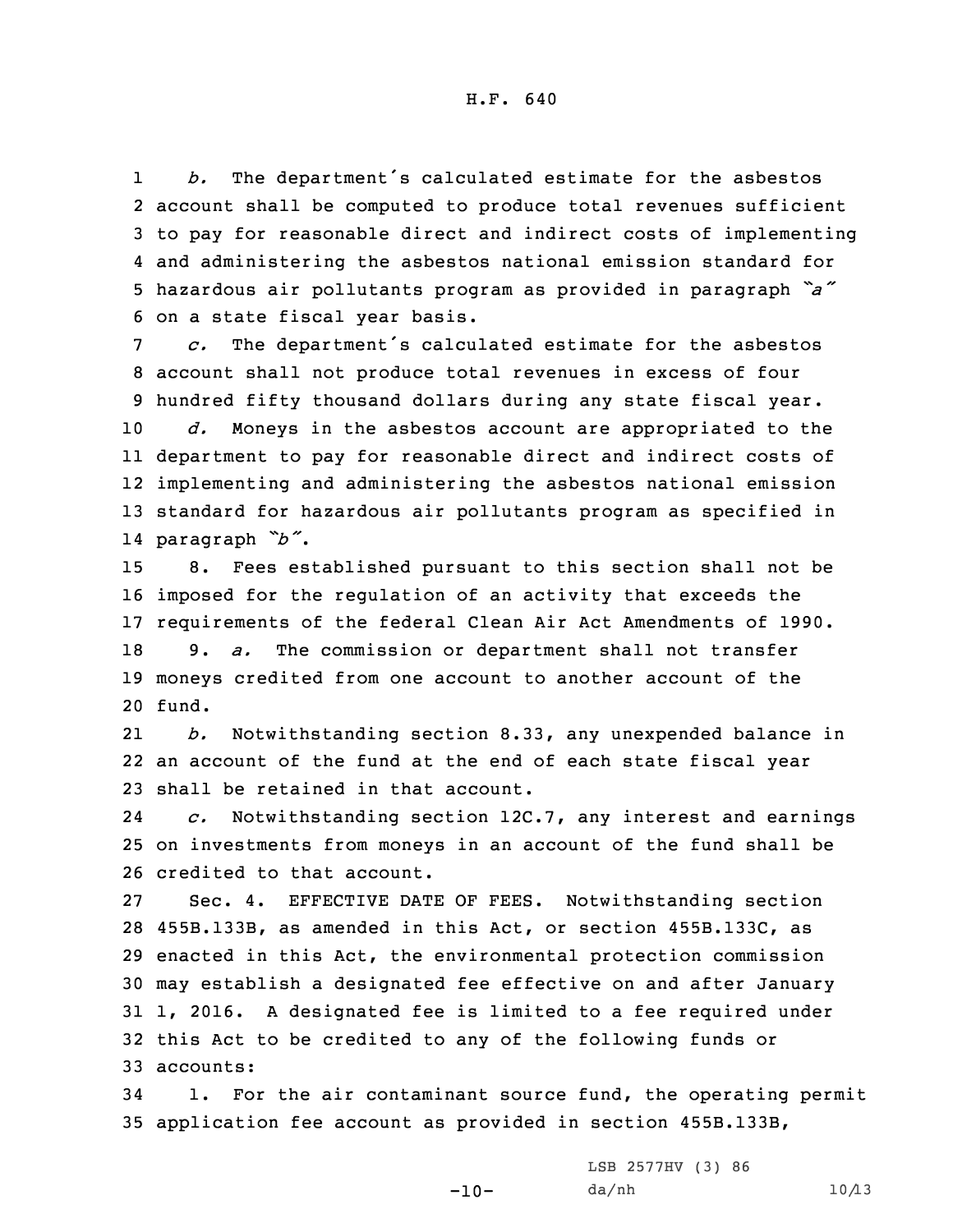*b.* The department's calculated estimate for the asbestos account shall be computed to produce total revenues sufficient to pay for reasonable direct and indirect costs of implementing and administering the asbestos national emission standard for hazardous air pollutants program as provided in paragraph *"a"* on a state fiscal year basis.

*c.* The department's calculated estimate for the asbestos account shall not produce total revenues in excess of four hundred fifty thousand dollars during any state fiscal year.

*d.* Moneys in the asbestos account are appropriated to the department to pay for reasonable direct and indirect costs of implementing and administering the asbestos national emission standard for hazardous air pollutants program as specified in paragraph *"b"*.

8. Fees established pursuant to this section shall not be imposed for the regulation of an activity that exceeds the requirements of the federal Clean Air Act Amendments of 1990.

9. *a.* The commission or department shall not transfer moneys credited from one account to another account of the fund.

*b.* Notwithstanding section 8.33, any unexpended balance in an account of the fund at the end of each state fiscal year shall be retained in that account.

*c.* Notwithstanding section 12C.7, any interest and earnings on investments from moneys in an account of the fund shall be credited to that account.

Sec. 4. EFFECTIVE DATE OF FEES. Notwithstanding section 455B.133B, as amended in this Act, or section 455B.133C, as enacted in this Act, the environmental protection commission may establish a designated fee effective on and after January 1, 2016. A designated fee is limited to a fee required under this Act to be credited to any of the following funds or accounts:

1. For the air contaminant source fund, the operating permit application fee account as provided in section 455B.133B,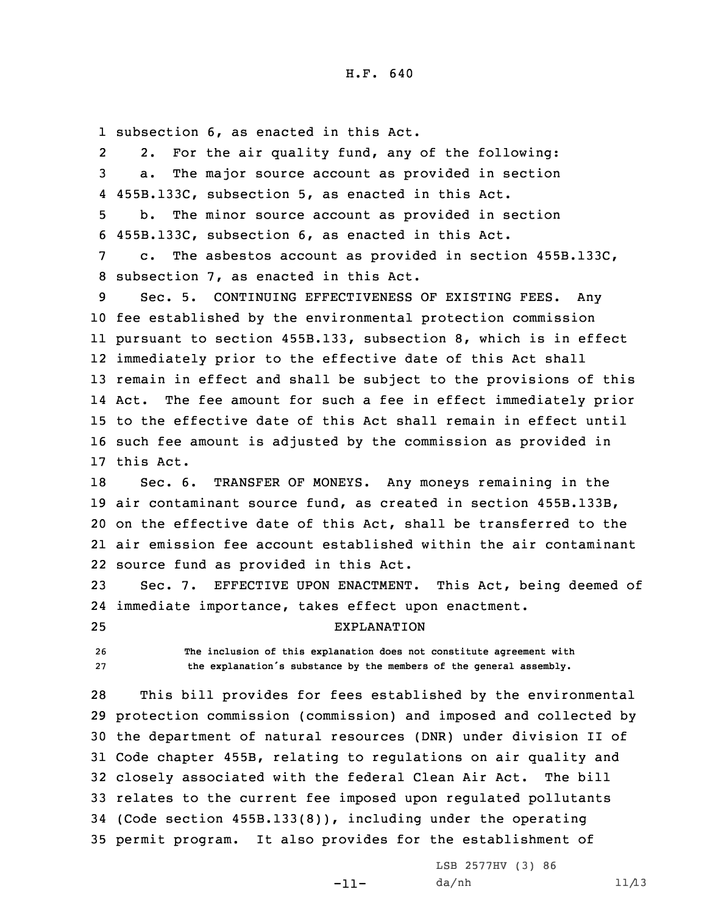subsection 6, as enacted in this Act.

2. For the air quality fund, any of the following:

a. The major source account as provided in section 455B.133C, subsection 5, as enacted in this Act.

b. The minor source account as provided in section 455B.133C, subsection 6, as enacted in this Act.

c. The asbestos account as provided in section 455B.133C, subsection 7, as enacted in this Act.

Sec. 5. CONTINUING EFFECTIVENESS OF EXISTING FEES. Any fee established by the environmental protection commission pursuant to section 455B.133, subsection 8, which is in effect immediately prior to the effective date of this Act shall remain in effect and shall be subject to the provisions of this Act. The fee amount for such a fee in effect immediately prior to the effective date of this Act shall remain in effect until such fee amount is adjusted by the commission as provided in this Act.

Sec. 6. TRANSFER OF MONEYS. Any moneys remaining in the air contaminant source fund, as created in section 455B.133B, on the effective date of this Act, shall be transferred to the air emission fee account established within the air contaminant source fund as provided in this Act.

Sec. 7. EFFECTIVE UPON ENACTMENT. This Act, being deemed of immediate importance, takes effect upon enactment.

EXPLANATION

**The inclusion of this explanation does not constitute agreement with the explanation's substance by the members of the general assembly.**

This bill provides for fees established by the environmental protection commission (commission) and imposed and collected by the department of natural resources (DNR) under division II of Code chapter 455B, relating to regulations on air quality and closely associated with the federal Clean Air Act. The bill relates to the current fee imposed upon regulated pollutants (Code section 455B.133(8)), including under the operating permit program. It also provides for the establishment of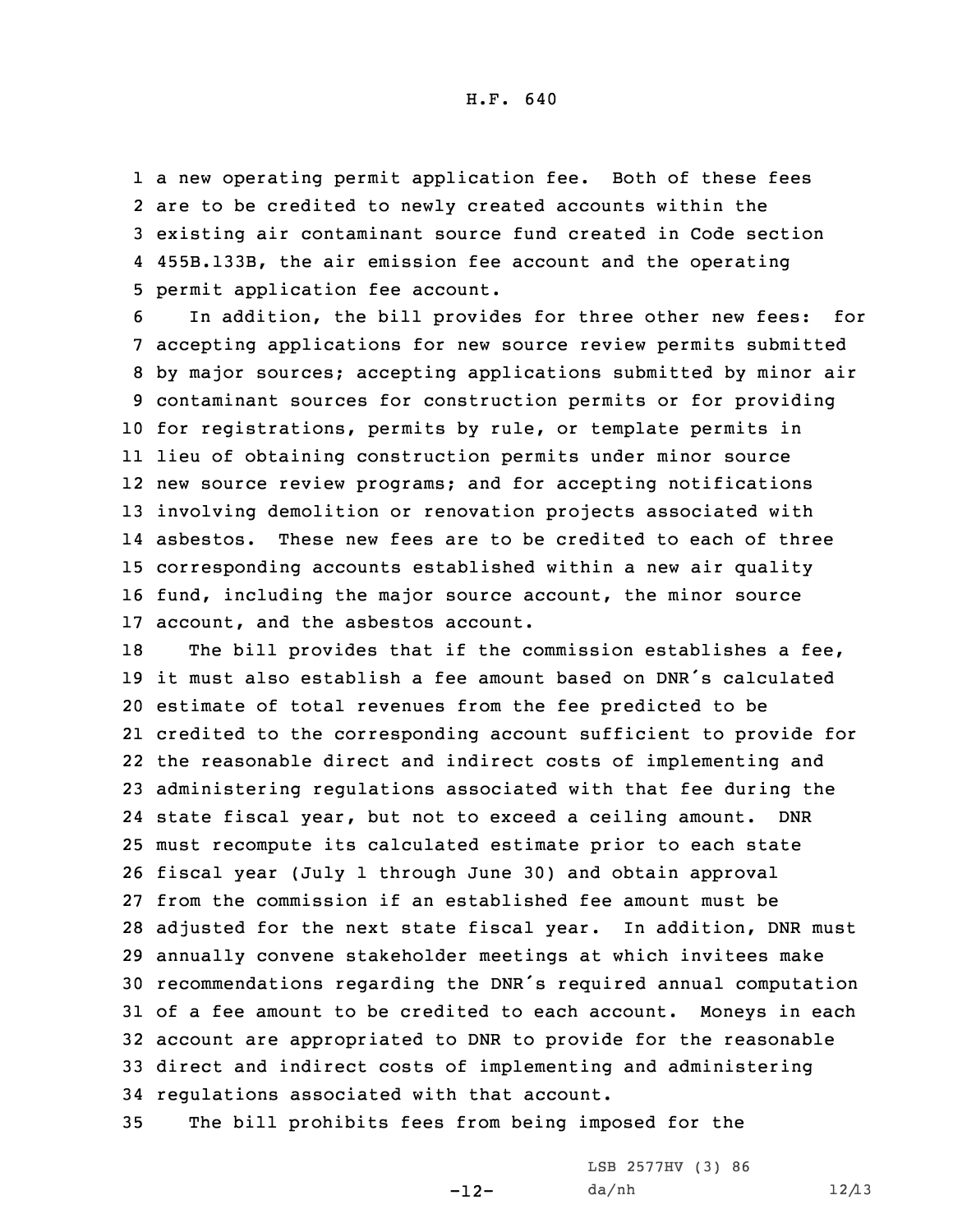a new operating permit application fee. Both of these fees are to be credited to newly created accounts within the existing air contaminant source fund created in Code section 455B.133B, the air emission fee account and the operating permit application fee account.

In addition, the bill provides for three other new fees: for accepting applications for new source review permits submitted by major sources; accepting applications submitted by minor air contaminant sources for construction permits or for providing for registrations, permits by rule, or template permits in lieu of obtaining construction permits under minor source new source review programs; and for accepting notifications involving demolition or renovation projects associated with asbestos. These new fees are to be credited to each of three corresponding accounts established within a new air quality fund, including the major source account, the minor source account, and the asbestos account.

The bill provides that if the commission establishes a fee, it must also establish a fee amount based on DNR's calculated estimate of total revenues from the fee predicted to be credited to the corresponding account sufficient to provide for the reasonable direct and indirect costs of implementing and administering regulations associated with that fee during the state fiscal year, but not to exceed a ceiling amount. DNR must recompute its calculated estimate prior to each state fiscal year (July 1 through June 30) and obtain approval from the commission if an established fee amount must be adjusted for the next state fiscal year. In addition, DNR must annually convene stakeholder meetings at which invitees make recommendations regarding the DNR's required annual computation of a fee amount to be credited to each account. Moneys in each account are appropriated to DNR to provide for the reasonable direct and indirect costs of implementing and administering regulations associated with that account.

The bill prohibits fees from being imposed for the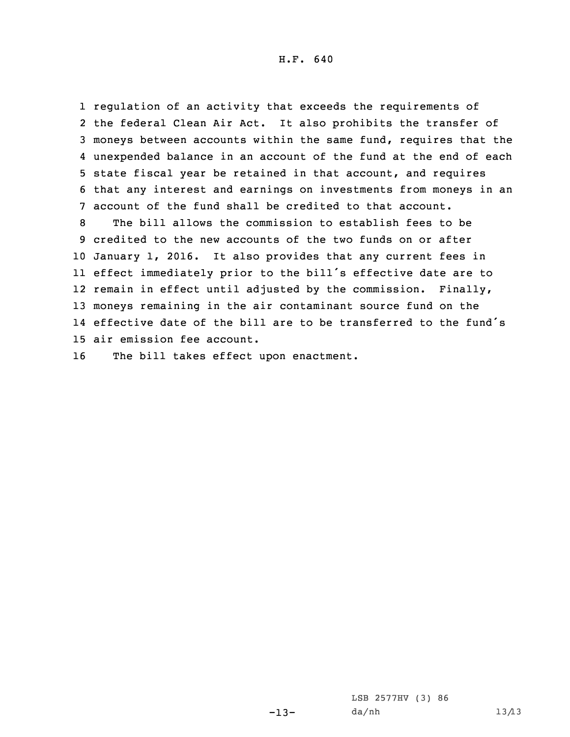regulation of an activity that exceeds the requirements of the federal Clean Air Act. It also prohibits the transfer of moneys between accounts within the same fund, requires that the unexpended balance in an account of the fund at the end of each state fiscal year be retained in that account, and requires that any interest and earnings on investments from moneys in an account of the fund shall be credited to that account.

The bill allows the commission to establish fees to be credited to the new accounts of the two funds on or after January 1, 2016. It also provides that any current fees in effect immediately prior to the bill's effective date are to remain in effect until adjusted by the commission. Finally, moneys remaining in the air contaminant source fund on the effective date of the bill are to be transferred to the fund's air emission fee account.

The bill takes effect upon enactment.